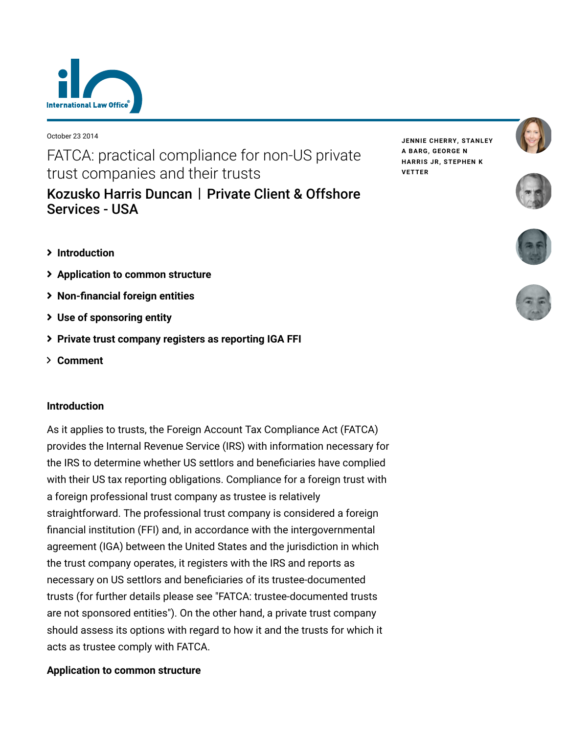October 23 2014

# FATCA: practical compliance for non-US private trust companies and their trusts

## Kozusko Harris Duncan | Private Client & Offshore Services - USA

JENNIE CHERRY, STANLEY A BARG, GEORGE N HARRIS JR, STEPHEN K VETTER

- Introduction
- Application to common structure
- Non-financial foreign entities
- Use of sponsoring entity
- Private trust company registers as reporting IGA FFI
- Comment

**Introduction**

As it applies to trusts, the Foreign Account Tax Compliance Act (FATCA) provides the Internal Revenue Service (IRS) with information necessary for the IRS to determine whether US settlors and beneficiaries have complied with their US tax reporting obligations. Compliance for a foreign trust with a foreign professional trust company as trustee is relatively straightforward. The professional trust company is considered a foreign financial institution (FFI) and, in accordance with the intergovernmental agreement (IGA) between the United States and the jurisdiction in which the trust company operates, it registers with the IRS and reports as necessary on US settlors and beneficiaries of its trustee-documented trusts (for further details please see "FATCA: trustee-documented trusts are not sponsored entities"). On the other hand, a private trust company should assess its options with regard to how it and the trusts for which it acts as trustee comply with FATCA.

**Application to common structure**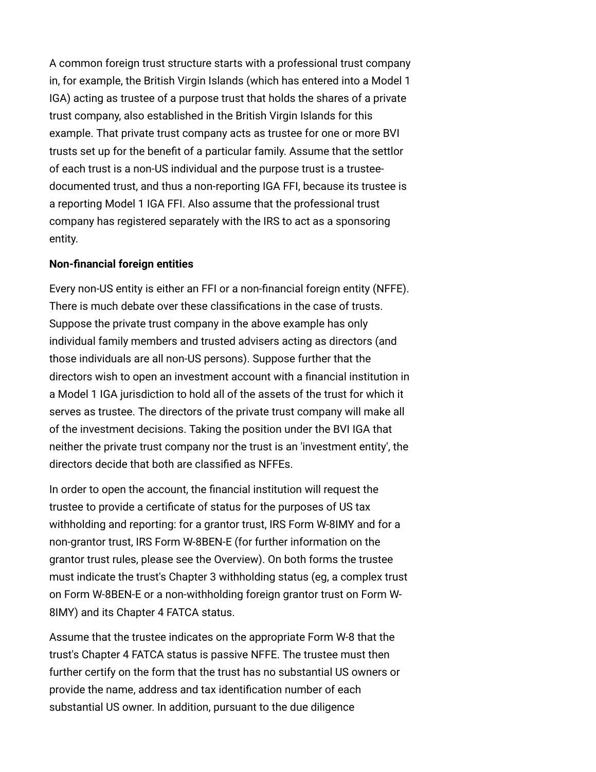A common foreign trust structure starts with a professional trust company in, for example, the British Virgin Islands (which has entered into a Model 1 IGA) acting as trustee of a purpose trust that holds the shares of a private trust company, also established in the British Virgin Islands for this example. That private trust company acts as trustee for one or more BVI trusts set up for the benefit of a particular family. Assume that the settlor of each trust is a non-US individual and the purpose trust is a trustee-documented trust, and thus a non-reporting IGA FFI, because its trustee is a reporting Model 1 IGA FFI. Also assume that the professional trust company has registered separately with the IRS to act as a sponsoring entity.

**Non-financial foreign entities**

Every non-US entity is either an FFI or a non-financial foreign entity (NFFE). There is much debate over these classifications in the case of trusts. Suppose the private trust company in the above example has only individual family members and trusted advisers acting as directors (and those individuals are all non-US persons). Suppose further that the directors wish to open an investment account with a financial institution in a Model 1 IGA jurisdiction to hold all of the assets of the trust for which it serves as trustee. The directors of the private trust company will make all of the investment decisions. Taking the position under the BVI IGA that neither the private trust company nor the trust is an 'investment entity', the directors decide that both are classified as NFFEs.

In order to open the account, the financial institution will request the trustee to provide a certificate of status for the purposes of US tax withholding and reporting: for a grantor trust, IRS Form W-8IMY and for a non-grantor trust, IRS Form W-8BEN-E (for further information on the grantor trust rules, please see the Overview). On both forms the trustee must indicate the trust's Chapter 3 withholding status (eg, a complex trust on Form W-8BEN-E or a non-withholding foreign grantor trust on Form W-8IMY) and its Chapter 4 FATCA status.

Assume that the trustee indicates on the appropriate Form W-8 that the trust's Chapter 4 FATCA status is passive NFFE. The trustee must then further certify on the form that the trust has no substantial US owners or provide the name, address and tax identification number of each substantial US owner. In addition, pursuant to the due diligence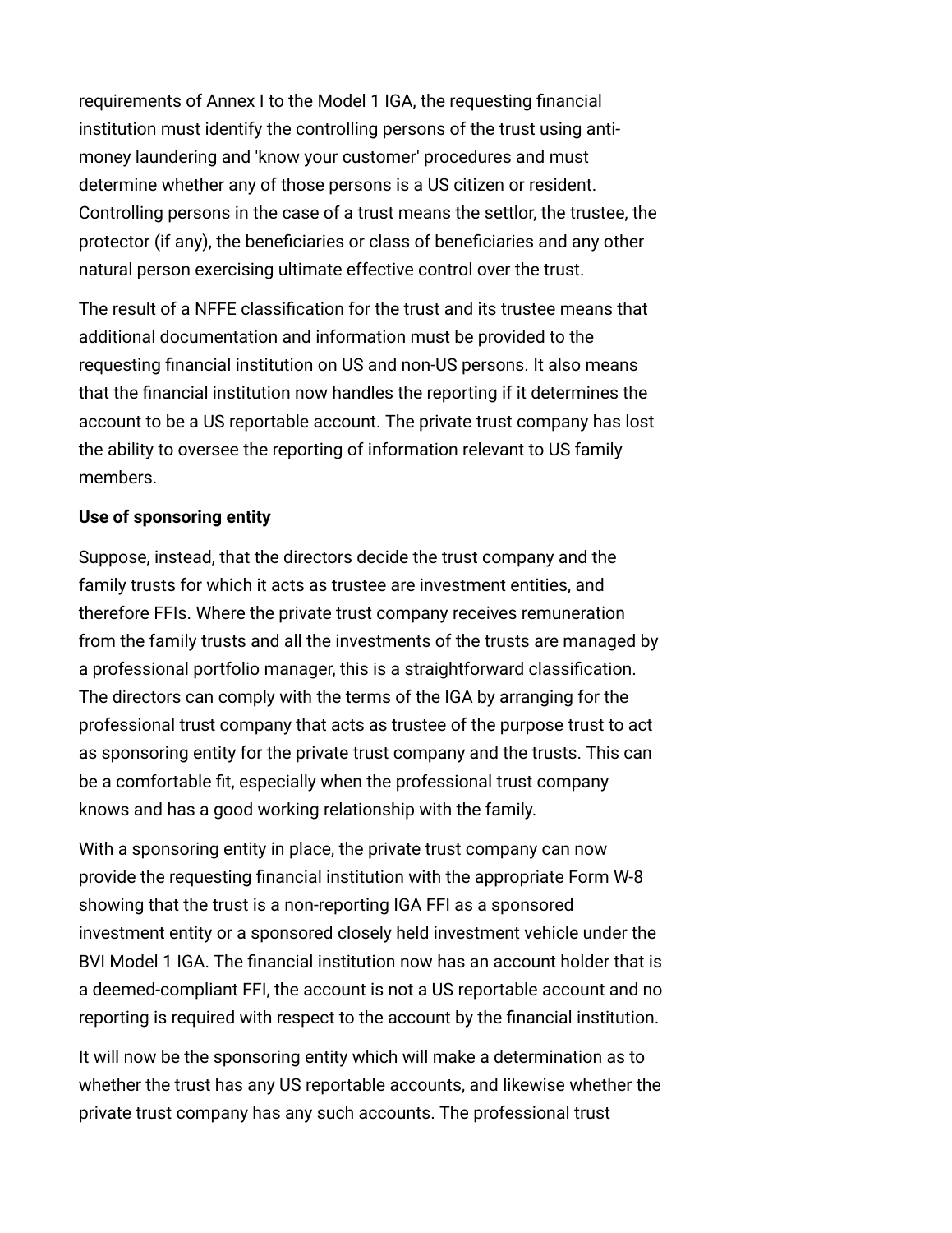requirements of Annex I to the Model 1 IGA, the requesting financial institution must identify the controlling persons of the trust using anti-money laundering and 'know your customer' procedures and must determine whether any of those persons is a US citizen or resident. Controlling persons in the case of a trust means the settlor, the trustee, the protector (if any), the beneficiaries or class of beneficiaries and any other natural person exercising ultimate effective control over the trust.

The result of a NFFE classification for the trust and its trustee means that additional documentation and information must be provided to the requesting financial institution on US and non-US persons. It also means that the financial institution now handles the reporting if it determines the account to be a US reportable account. The private trust company has lost the ability to oversee the reporting of information relevant to US family members.

**Use of sponsoring entity**

Suppose, instead, that the directors decide the trust company and the family trusts for which it acts as trustee are investment entities, and therefore FFIs. Where the private trust company receives remuneration from the family trusts and all the investments of the trusts are managed by a professional portfolio manager, this is a straightforward classification. The directors can comply with the terms of the IGA by arranging for the professional trust company that acts as trustee of the purpose trust to act as sponsoring entity for the private trust company and the trusts. This can be a comfortable fit, especially when the professional trust company knows and has a good working relationship with the family.

With a sponsoring entity in place, the private trust company can now provide the requesting financial institution with the appropriate Form W-8 showing that the trust is a non-reporting IGA FFI as a sponsored investment entity or a sponsored closely held investment vehicle under the BVI Model 1 IGA. The financial institution now has an account holder that is a deemed-compliant FFI, the account is not a US reportable account and no reporting is required with respect to the account by the financial institution.

It will now be the sponsoring entity which will make a determination as to whether the trust has any US reportable accounts, and likewise whether the private trust company has any such accounts. The professional trust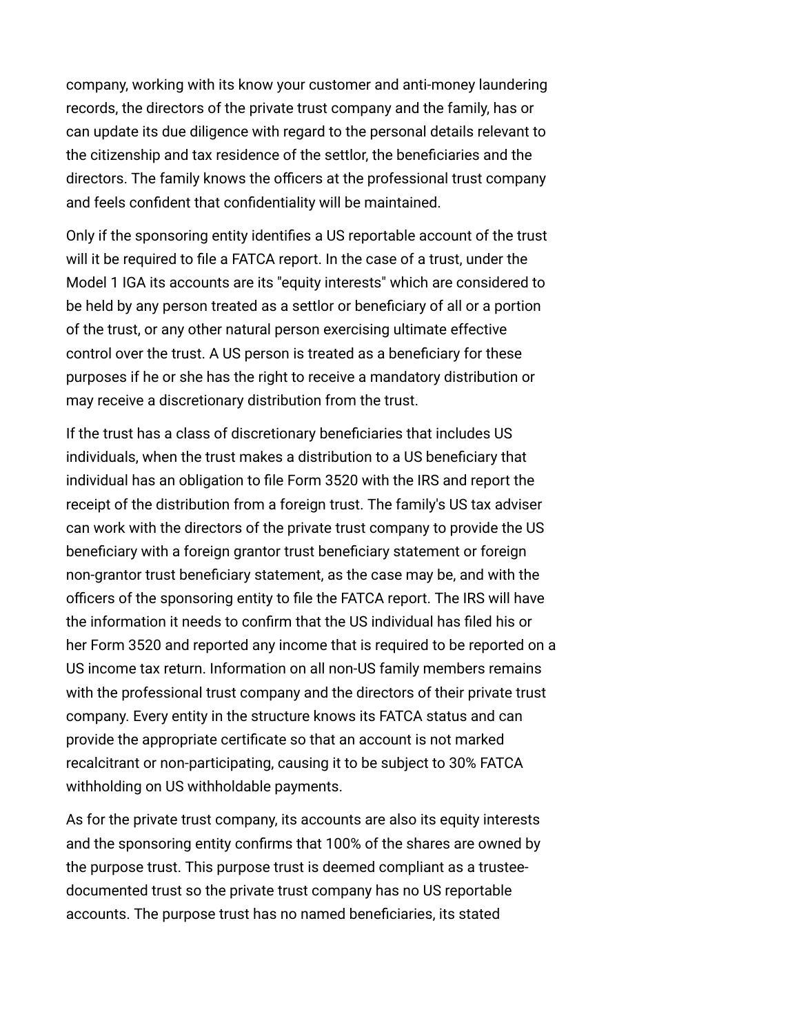company, working with its know your customer and anti-money laundering records, the directors of the private trust company and the family, has or can update its due diligence with regard to the personal details relevant to the citizenship and tax residence of the settlor, the beneficiaries and the directors. The family knows the officers at the professional trust company and feels confident that confidentiality will be maintained.

Only if the sponsoring entity identifies a US reportable account of the trust will it be required to file a FATCA report. In the case of a trust, under the Model 1 IGA its accounts are its "equity interests" which are considered to be held by any person treated as a settlor or beneficiary of all or a portion of the trust, or any other natural person exercising ultimate effective control over the trust. A US person is treated as a beneficiary for these purposes if he or she has the right to receive a mandatory distribution or may receive a discretionary distribution from the trust.

If the trust has a class of discretionary beneficiaries that includes US individuals, when the trust makes a distribution to a US beneficiary that individual has an obligation to file Form 3520 with the IRS and report the receipt of the distribution from a foreign trust. The family's US tax adviser can work with the directors of the private trust company to provide the US beneficiary with a foreign grantor trust beneficiary statement or foreign non-grantor trust beneficiary statement, as the case may be, and with the officers of the sponsoring entity to file the FATCA report. The IRS will have the information it needs to confirm that the US individual has filed his or her Form 3520 and reported any income that is required to be reported on a US income tax return. Information on all non-US family members remains with the professional trust company and the directors of their private trust company. Every entity in the structure knows its FATCA status and can provide the appropriate certificate so that an account is not marked recalcitrant or non-participating, causing it to be subject to 30% FATCA withholding on US withholdable payments.

As for the private trust company, its accounts are also its equity interests and the sponsoring entity confirms that 100% of the shares are owned by the purpose trust. This purpose trust is deemed compliant as a trustee-documented trust so the private trust company has no US reportable accounts. The purpose trust has no named beneficiaries, its stated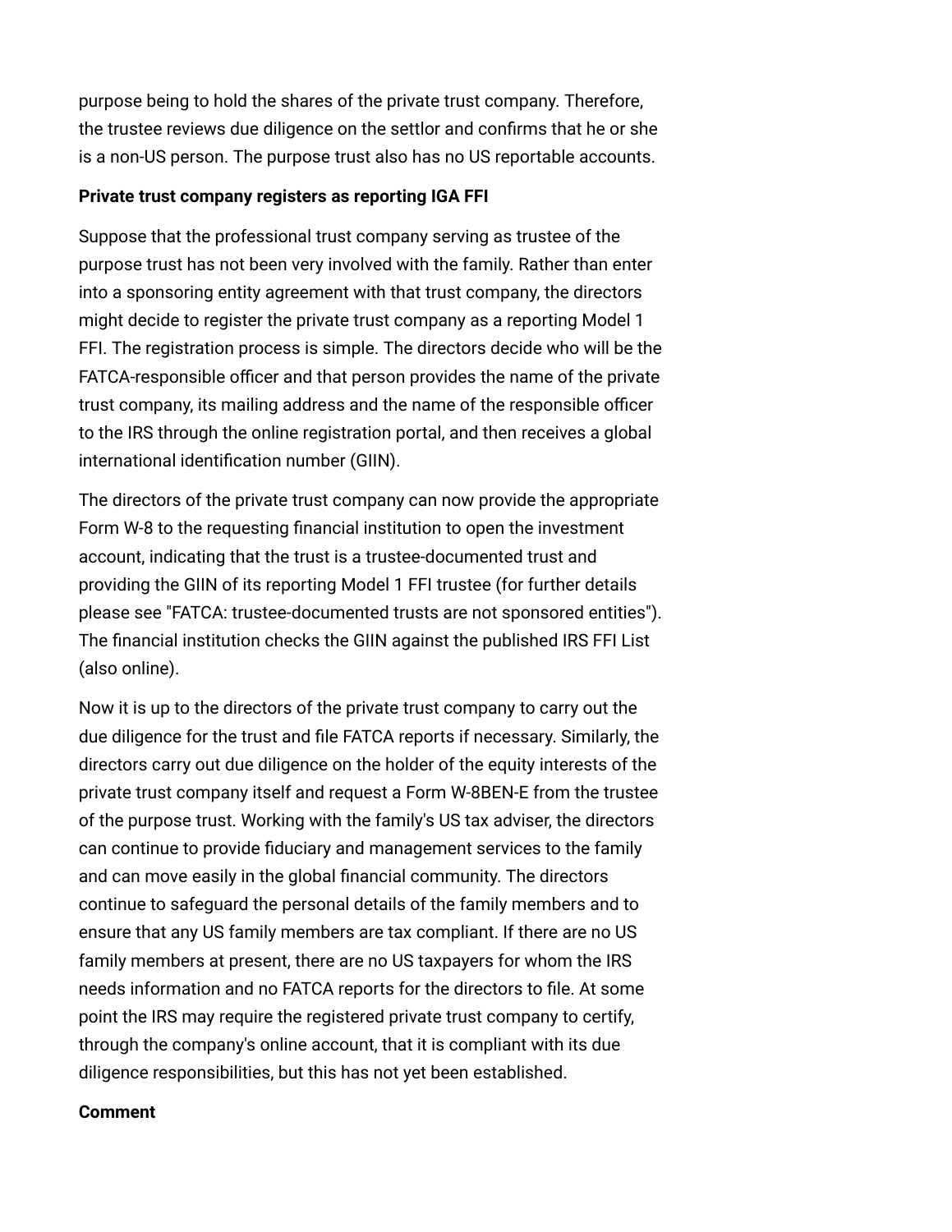purpose being to hold the shares of the private trust company. Therefore, the trustee reviews due diligence on the settlor and confirms that he or she is a non-US person. The purpose trust also has no US reportable accounts.

**Private trust company registers as reporting IGA FFI**

Suppose that the professional trust company serving as trustee of the purpose trust has not been very involved with the family. Rather than enter into a sponsoring entity agreement with that trust company, the directors might decide to register the private trust company as a reporting Model 1 FFI. The registration process is simple. The directors decide who will be the FATCA-responsible officer and that person provides the name of the private trust company, its mailing address and the name of the responsible officer to the IRS through the online registration portal, and then receives a global international identification number (GIIN).

The directors of the private trust company can now provide the appropriate Form W-8 to the requesting financial institution to open the investment account, indicating that the trust is a trustee-documented trust and providing the GIIN of its reporting Model 1 FFI trustee (for further details please see "FATCA: trustee-documented trusts are not sponsored entities"). The financial institution checks the GIIN against the published IRS FFI List (also online).

Now it is up to the directors of the private trust company to carry out the due diligence for the trust and file FATCA reports if necessary. Similarly, the directors carry out due diligence on the holder of the equity interests of the private trust company itself and request a Form W-8BEN-E from the trustee of the purpose trust. Working with the family's US tax adviser, the directors can continue to provide fiduciary and management services to the family and can move easily in the global financial community. The directors continue to safeguard the personal details of the family members and to ensure that any US family members are tax compliant. If there are no US family members at present, there are no US taxpayers for whom the IRS needs information and no FATCA reports for the directors to file. At some point the IRS may require the registered private trust company to certify, through the company's online account, that it is compliant with its due diligence responsibilities, but this has not yet been established.

**Comment**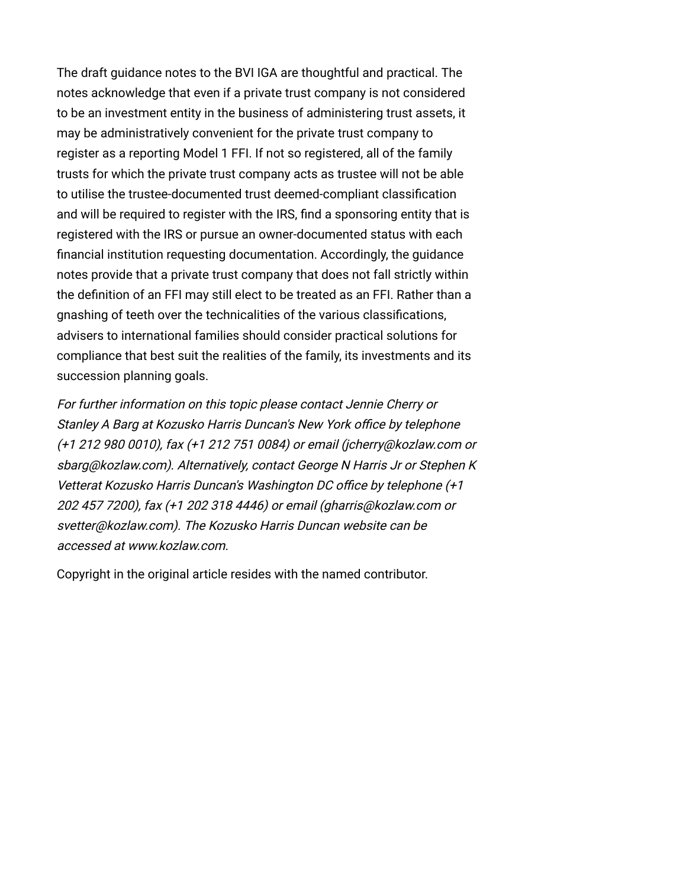The draft guidance notes to the BVI IGA are thoughtful and practical. The notes acknowledge that even if a private trust company is not considered to be an investment entity in the business of administering trust assets, it may be administratively convenient for the private trust company to register as a reporting Model 1 FFI. If not so registered, all of the family trusts for which the private trust company acts as trustee will not be able to utilise the trustee-documented trust deemed-compliant classification and will be required to register with the IRS, find a sponsoring entity that is registered with the IRS or pursue an owner-documented status with each financial institution requesting documentation. Accordingly, the guidance notes provide that a private trust company that does not fall strictly within the definition of an FFI may still elect to be treated as an FFI. Rather than a gnashing of teeth over the technicalities of the various classifications, advisers to international families should consider practical solutions for compliance that best suit the realities of the family, its investments and its succession planning goals.

*For further information on this topic please contact Jennie Cherry or Stanley A Barg at Kozusko Harris Duncan's New York office by telephone (+1 212 980 0010), fax (+1 212 751 0084) or email (jcherry@kozlaw.com or sbarg@kozlaw.com). Alternatively, contact George N Harris Jr or Stephen K Vetterat Kozusko Harris Duncan's Washington DC office by telephone (+1 202 457 7200), fax (+1 202 318 4446) or email (gharris@kozlaw.com or svetter@kozlaw.com). The Kozusko Harris Duncan website can be accessed at www.kozlaw.com.*

Copyright in the original article resides with the named contributor.